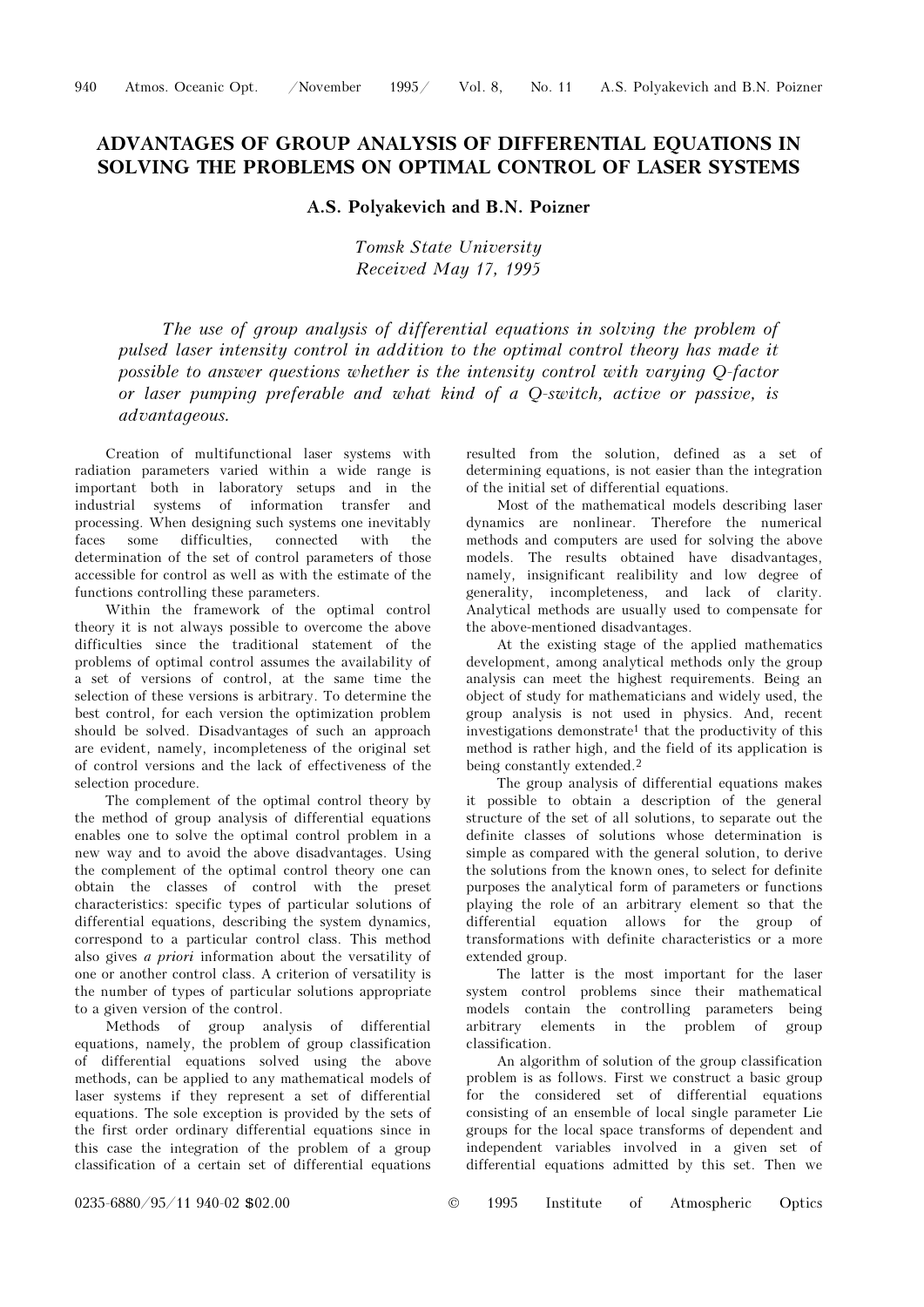# ADVANTAGES OF GROUP ANALYSIS OF DIFFERENTIAL EQUATIONS IN SOLVING THE PROBLEMS ON OPTIMAL CONTROL OF LASER SYSTEMS

**A.S. Polyakevich and B.N. Poizner**

*Tomsk State University*
*Received May 17, 1995*

*The use of group analysis of differential equations in solving the problem of pulsed laser intensity control in addition to the optimal control theory has made it possible to answer questions whether is the intensity control with varying Q-factor or laser pumping preferable and what kind of a Q-switch, active or passive, is advantageous.*

Creation of multifunctional laser systems with radiation parameters varied within a wide range is important both in laboratory setups and in the industrial systems of information transfer and processing. When designing such systems one inevitably faces some difficulties, connected with the determination of the set of control parameters of those accessible for control as well as with the estimate of the functions controlling these parameters.

Within the framework of the optimal control theory it is not always possible to overcome the above difficulties since the traditional statement of the problems of optimal control assumes the availability of a set of versions of control, at the same time the selection of these versions is arbitrary. To determine the best control, for each version the optimization problem should be solved. Disadvantages of such an approach are evident, namely, incompleteness of the original set of control versions and the lack of effectiveness of the selection procedure.

The complement of the optimal control theory by the method of group analysis of differential equations enables one to solve the optimal control problem in a new way and to avoid the above disadvantages. Using the complement of the optimal control theory one can obtain the classes of control with the preset characteristics: specific types of particular solutions of differential equations, describing the system dynamics, correspond to a particular control class. This method also gives *a priori* information about the versatility of one or another control class. A criterion of versatility is the number of types of particular solutions appropriate to a given version of the control.

Methods of group analysis of differential equations, namely, the problem of group classification of differential equations solved using the above methods, can be applied to any mathematical models of laser systems if they represent a set of differential equations. The sole exception is provided by the sets of the first order ordinary differential equations since in this case the integration of the problem of a group classification of a certain set of differential equations resulted from the solution, defined as a set of determining equations, is not easier than the integration of the initial set of differential equations.

Most of the mathematical models describing laser dynamics are nonlinear. Therefore the numerical methods and computers are used for solving the above models. The results obtained have disadvantages, namely, insignificant realibility and low degree of generality, incompleteness, and lack of clarity. Analytical methods are usually used to compensate for the above-mentioned disadvantages.

At the existing stage of the applied mathematics development, among analytical methods only the group analysis can meet the highest requirements. Being an object of study for mathematicians and widely used, the group analysis is not used in physics. And, recent investigations demonstrate[1] that the productivity of this method is rather high, and the field of its application is being constantly extended.[2]

The group analysis of differential equations makes it possible to obtain a description of the general structure of the set of all solutions, to separate out the definite classes of solutions whose determination is simple as compared with the general solution, to derive the solutions from the known ones, to select for definite purposes the analytical form of parameters or functions playing the role of an arbitrary element so that the differential equation allows for the group of transformations with definite characteristics or a more extended group.

The latter is the most important for the laser system control problems since their mathematical models contain the controlling parameters being arbitrary elements in the problem of group classification.

An algorithm of solution of the group classification problem is as follows. First we construct a basic group for the considered set of differential equations consisting of an ensemble of local single parameter Lie groups for the local space transforms of dependent and independent variables involved in a given set of differential equations admitted by this set. Then we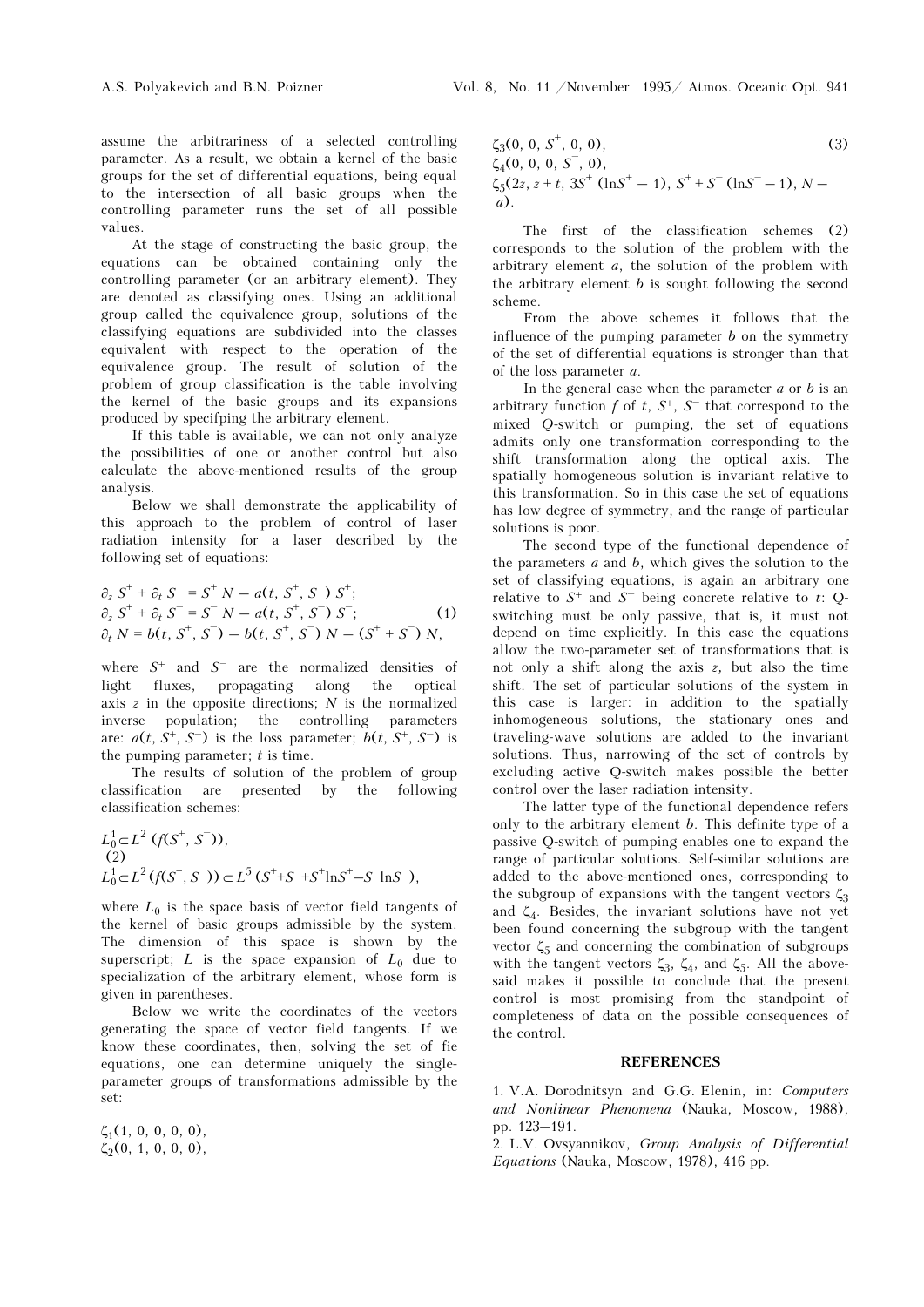assume the arbitrariness of a selected controlling parameter. As a result, we obtain a kernel of the basic groups for the set of differential equations, being equal to the intersection of all basic groups when the controlling parameter runs the set of all possible values.

At the stage of constructing the basic group, the equations can be obtained containing only the controlling parameter (or an arbitrary element). They are denoted as classifying ones. Using an additional group called the equivalence group, solutions of the classifying equations are subdivided into the classes equivalent with respect to the operation of the equivalence group. The result of solution of the problem of group classification is the table involving the kernel of the basic groups and its expansions produced by specifping the arbitrary element.

If this table is available, we can not only analyze the possibilities of one or another control but also calculate the above-mentioned results of the group analysis.

Below we shall demonstrate the applicability of this approach to the problem of control of laser radiation intensity for a laser described by the following set of equations:

$$
\begin{aligned}
&\partial_z S^+ + \partial_t S^- = S^+ N - a(t, S^+, S^-) S^+; \\
&\partial_z S^+ + \partial_t S^- = S^- N - a(t, S^+, S^-) S^-; \qquad (1) \\
&\partial_t N = b(t, S^+, S^-) - b(t, S^+, S^-) N - (S^+ + S^-) N,
\end{aligned}
$$

where $S^+$ and $S^-$ are the normalized densities of light fluxes, propagating along the optical axis $z$ in the opposite directions; $N$ is the normalized inverse population; the controlling parameters are: $a(t, S^+, S^-)$ is the loss parameter; $b(t, S^+, S^-)$ is the pumping parameter; $t$ is time.

The results of solution of the problem of group classification are presented by the following classification schemes:

$$
\begin{aligned}
&L_0^1 \subset L^2 \left(f(S^+, S^-)\right), \\
&\qquad (2) \\
&L_0^1 \subset L^2 \left(f(S^+, S^-)\right) \subset L^5 \left(S^+ + S^- + S^+ \ln S^+ - S^- \ln S^-\right),
\end{aligned}
$$

where $L_0$ is the space basis of vector field tangents of the kernel of basic groups admissible by the system. The dimension of this space is shown by the superscript; $L$ is the space expansion of $L_0$ due to specialization of the arbitrary element, whose form is given in parentheses.

Below we write the coordinates of the vectors generating the space of vector field tangents. If we know these coordinates, then, solving the set of fie equations, one can determine uniquely the single-parameter groups of transformations admissible by the set:

$$
\begin{aligned}
&\zeta_1(1, 0, 0, 0, 0), \\
&\zeta_2(0, 1, 0, 0, 0), \\
&\zeta_3(0, 0, S^+, 0, 0), \qquad (3) \\
&\zeta_4(0, 0, 0, S^-, 0), \\
&\zeta_5(2z, z + t, 3S^+ (\ln S^+ - 1), S^+ + S^- (\ln S^- - 1), N - a).
\end{aligned}
$$

The first of the classification schemes (2) corresponds to the solution of the problem with the arbitrary element $a$, the solution of the problem with the arbitrary element $b$ is sought following the second scheme.

From the above schemes it follows that the influence of the pumping parameter $b$ on the symmetry of the set of differential equations is stronger than that of the loss parameter $a$.

In the general case when the parameter $a$ or $b$ is an arbitrary function $f$ of $t$, $S^+$, $S^-$ that correspond to the mixed Q-switch or pumping, the set of equations admits only one transformation corresponding to the shift transformation along the optical axis. The spatially homogeneous solution is invariant relative to this transformation. So in this case the set of equations has low degree of symmetry, and the range of particular solutions is poor.

The second type of the functional dependence of the parameters $a$ and $b$, which gives the solution to the set of classifying equations, is again an arbitrary one relative to $S^+$ and $S^-$ being concrete relative to $t$: Q-switching must be only passive, that is, it must not depend on time explicitly. In this case the equations allow the two-parameter set of transformations that is not only a shift along the axis $z$, but also the time shift. The set of particular solutions of the system in this case is larger: in addition to the spatially inhomogeneous solutions, the stationary ones and traveling-wave solutions are added to the invariant solutions. Thus, narrowing of the set of controls by excluding active Q-switch makes possible the better control over the laser radiation intensity.

The latter type of the functional dependence refers only to the arbitrary element $b$. This definite type of a passive Q-switch of pumping enables one to expand the range of particular solutions. Self-similar solutions are added to the above-mentioned ones, corresponding to the subgroup of expansions with the tangent vectors $\zeta_3$ and $\zeta_4$. Besides, the invariant solutions have not yet been found concerning the subgroup with the tangent vector $\zeta_5$ and concerning the combination of subgroups with the tangent vectors $\zeta_3$, $\zeta_4$, and $\zeta_5$. All the above-said makes it possible to conclude that the present control is most promising from the standpoint of completeness of data on the possible consequences of the control.

## REFERENCES

1. V.A. Dorodnitsyn and G.G. Elenin, in: *Computers and Nonlinear Phenomena* (Nauka, Moscow, 1988), pp. 123–191.
2. L.V. Ovsyannikov, *Group Analysis of Differential Equations* (Nauka, Moscow, 1978), 416 pp.